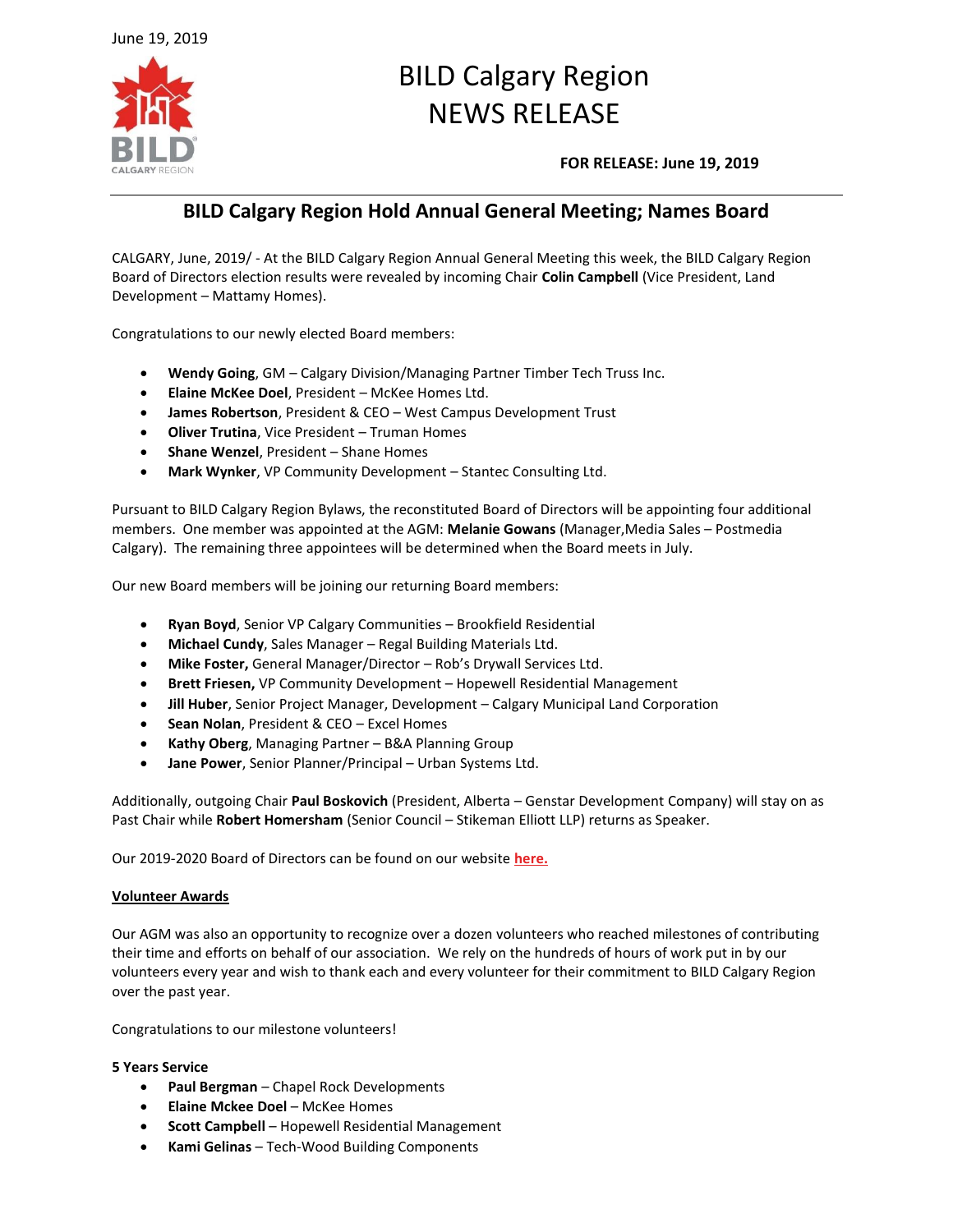June 19, 2019

# BILD Calgary Region
# NEWS RELEASE

**FOR RELEASE: June 19, 2019**

## BILD Calgary Region Hold Annual General Meeting; Names Board

CALGARY, June, 2019/ - At the BILD Calgary Region Annual General Meeting this week, the BILD Calgary Region Board of Directors election results were revealed by incoming Chair **Colin Campbell** (Vice President, Land Development – Mattamy Homes).

Congratulations to our newly elected Board members:

- **Wendy Going**, GM – Calgary Division/Managing Partner Timber Tech Truss Inc.
- **Elaine McKee Doel**, President – McKee Homes Ltd.
- **James Robertson**, President & CEO – West Campus Development Trust
- **Oliver Trutina**, Vice President – Truman Homes
- **Shane Wenzel**, President – Shane Homes
- **Mark Wynker**, VP Community Development – Stantec Consulting Ltd.

Pursuant to BILD Calgary Region Bylaws, the reconstituted Board of Directors will be appointing four additional members. One member was appointed at the AGM: **Melanie Gowans** (Manager,Media Sales – Postmedia Calgary). The remaining three appointees will be determined when the Board meets in July.

Our new Board members will be joining our returning Board members:

- **Ryan Boyd**, Senior VP Calgary Communities – Brookfield Residential
- **Michael Cundy**, Sales Manager – Regal Building Materials Ltd.
- **Mike Foster,** General Manager/Director – Rob's Drywall Services Ltd.
- **Brett Friesen,** VP Community Development – Hopewell Residential Management
- **Jill Huber**, Senior Project Manager, Development – Calgary Municipal Land Corporation
- **Sean Nolan**, President & CEO – Excel Homes
- **Kathy Oberg**, Managing Partner – B&A Planning Group
- **Jane Power**, Senior Planner/Principal – Urban Systems Ltd.

Additionally, outgoing Chair **Paul Boskovich** (President, Alberta – Genstar Development Company) will stay on as Past Chair while **Robert Homersham** (Senior Council – Stikeman Elliott LLP) returns as Speaker.

Our 2019-2020 Board of Directors can be found on our website **here.**

### Volunteer Awards

Our AGM was also an opportunity to recognize over a dozen volunteers who reached milestones of contributing their time and efforts on behalf of our association. We rely on the hundreds of hours of work put in by our volunteers every year and wish to thank each and every volunteer for their commitment to BILD Calgary Region over the past year.

Congratulations to our milestone volunteers!

**5 Years Service**

- **Paul Bergman** – Chapel Rock Developments
- **Elaine Mckee Doel** – McKee Homes
- **Scott Campbell** – Hopewell Residential Management
- **Kami Gelinas** – Tech-Wood Building Components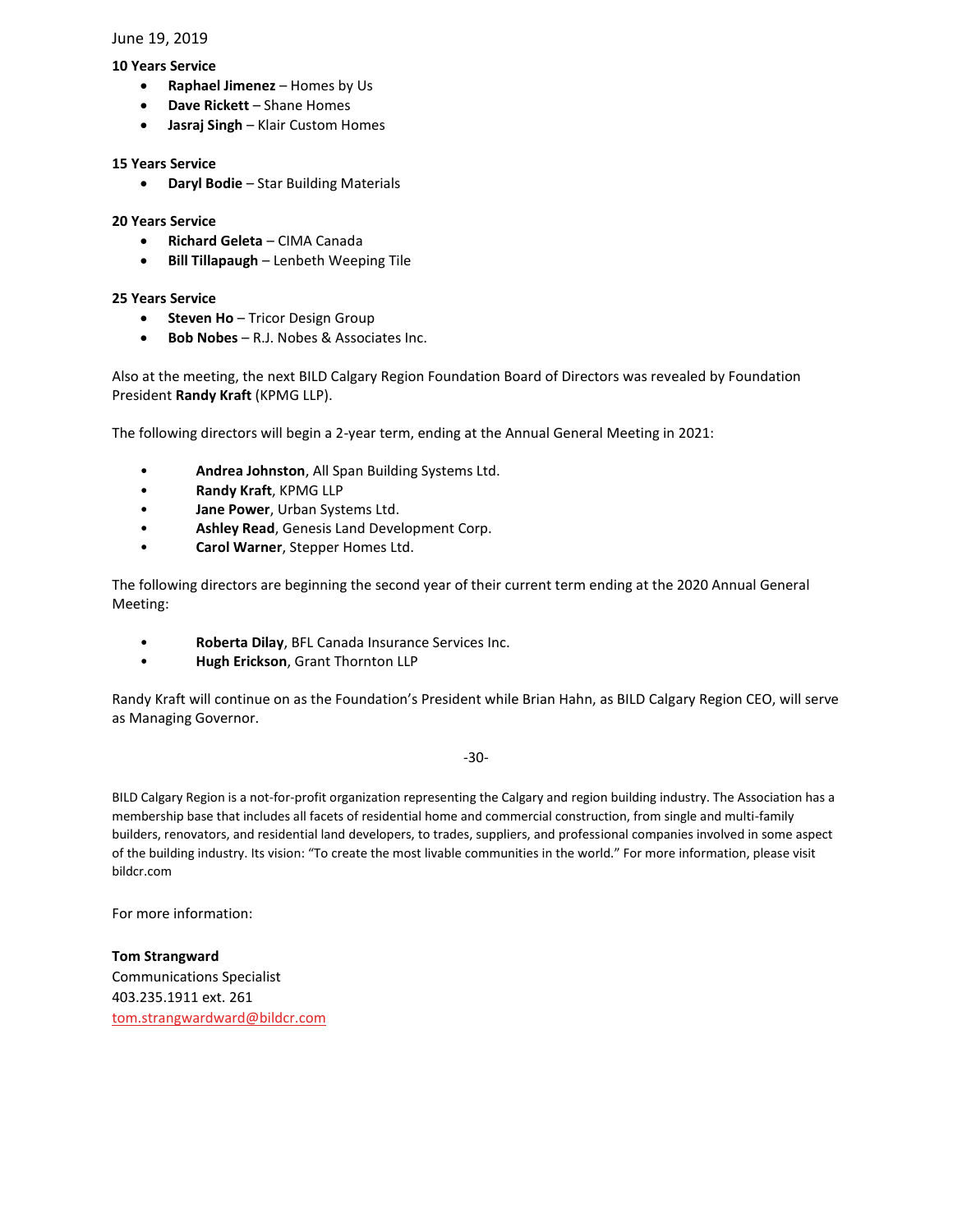June 19, 2019

**10 Years Service**

- **Raphael Jimenez** – Homes by Us
- **Dave Rickett** – Shane Homes
- **Jasraj Singh** – Klair Custom Homes

**15 Years Service**

- **Daryl Bodie** – Star Building Materials

**20 Years Service**

- **Richard Geleta** – CIMA Canada
- **Bill Tillapaugh** – Lenbeth Weeping Tile

**25 Years Service**

- **Steven Ho** – Tricor Design Group
- **Bob Nobes** – R.J. Nobes & Associates Inc.

Also at the meeting, the next BILD Calgary Region Foundation Board of Directors was revealed by Foundation President **Randy Kraft** (KPMG LLP).

The following directors will begin a 2-year term, ending at the Annual General Meeting in 2021:

- **Andrea Johnston**, All Span Building Systems Ltd.
- **Randy Kraft**, KPMG LLP
- **Jane Power**, Urban Systems Ltd.
- **Ashley Read**, Genesis Land Development Corp.
- **Carol Warner**, Stepper Homes Ltd.

The following directors are beginning the second year of their current term ending at the 2020 Annual General Meeting:

- **Roberta Dilay**, BFL Canada Insurance Services Inc.
- **Hugh Erickson**, Grant Thornton LLP

Randy Kraft will continue on as the Foundation's President while Brian Hahn, as BILD Calgary Region CEO, will serve as Managing Governor.

-30-

BILD Calgary Region is a not-for-profit organization representing the Calgary and region building industry. The Association has a membership base that includes all facets of residential home and commercial construction, from single and multi-family builders, renovators, and residential land developers, to trades, suppliers, and professional companies involved in some aspect of the building industry. Its vision: "To create the most livable communities in the world." For more information, please visit bildcr.com

For more information:

**Tom Strangward**
Communications Specialist
403.235.1911 ext. 261
tom.strangwardward@bildcr.com